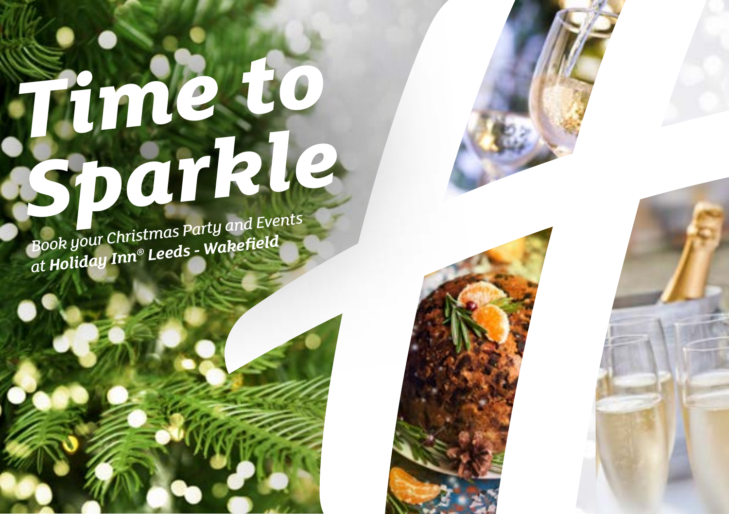# Time to Sparkle

*Book your Christmas Party and Events at **Holiday Inn® Leeds - Wakefield***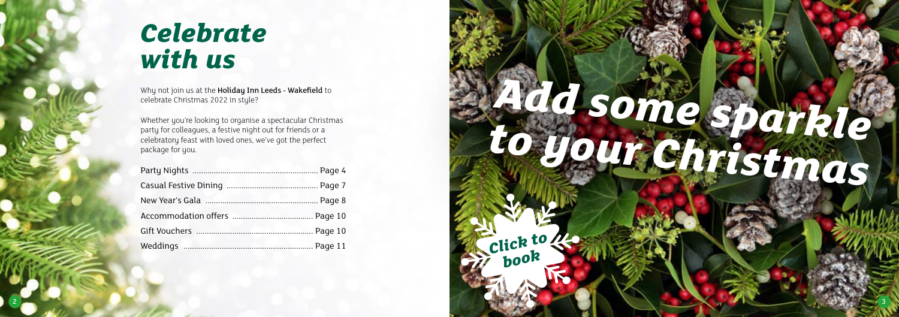# Celebrate with us

Why not join us at the **Holiday Inn Leeds - Wakefield** to celebrate Christmas 2022 in style?

Whether you're looking to organise a spectacular Christmas party for colleagues, a festive night out for friends or a celebratory feast with loved ones, we've got the perfect package for you.

- Party Nights ........ Page 4
- Casual Festive Dining ........ Page 7
- New Year's Gala ........ Page 8
- Accommodation offers ........ Page 10
- Gift Vouchers ........ Page 10
- Weddings ........ Page 11

# Add some sparkle to your Christmas

Click to book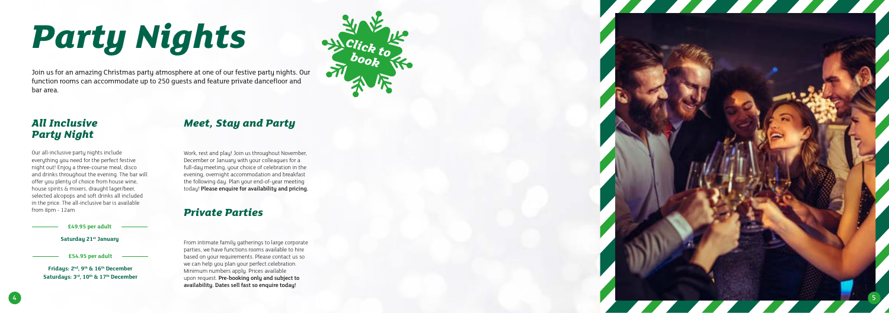# Party Nights

Join us for an amazing Christmas party atmosphere at one of our festive party nights. Our function rooms can accommodate up to 250 guests and feature private dancefloor and bar area.

Click to book

## All Inclusive Party Night

Our all-inclusive party nights include everything you need for the perfect festive night out! Enjoy a three-course meal, disco and drinks throughout the evening. The bar will offer you plenty of choice from house wine, house spirits & mixers, draught lager/beer, selected alcopops and soft drinks all included in the price. The all-inclusive bar is available from 8pm - 12am

**£49.95 per adult**

**Saturday 21st January**

**£54.95 per adult**

**Fridays: 2nd, 9th & 16th December**
**Saturdays: 3rd, 10th & 17th December**

## Meet, Stay and Party

Work, rest and play! Join us throughout November, December or January with your colleagues for a full-day meeting, your choice of celebration in the evening, overnight accommodation and breakfast the following day. Plan your end-of-year meeting today! **Please enquire for availability and pricing.**

## Private Parties

From intimate family gatherings to large corporate parties, we have functions rooms available to hire based on your requirements. Please contact us so we can help you plan your perfect celebration. Minimum numbers apply. Prices available upon request. **Pre-booking only and subject to availability. Dates sell fast so enquire today!**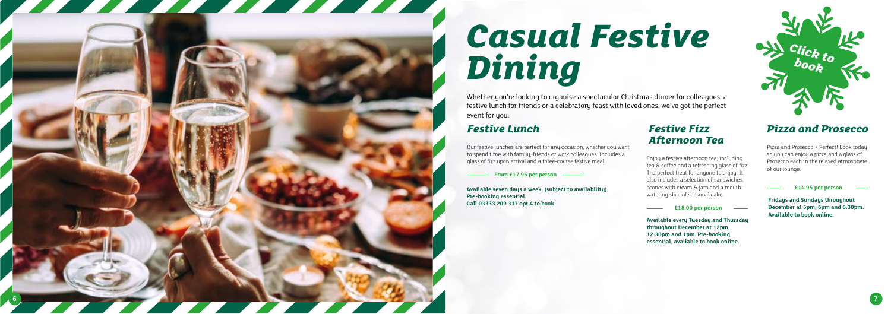# Casual Festive Dining

Click to book

Whether you're looking to organise a spectacular Christmas dinner for colleagues, a festive lunch for friends or a celebratory feast with loved ones, we've got the perfect event for you.

## Festive Lunch

Our festive lunches are perfect for any occasion, whether you want to spend time with family, friends or work colleagues. Includes a glass of fizz upon arrival and a three-course festive meal.

**From £17.95 per person**

**Available seven days a week. (subject to availability). Pre-booking essential. Call 03333 209 337 opt 4 to book.**

## Festive Fizz Afternoon Tea

Enjoy a festive afternoon tea, including tea & coffee and a refreshing glass of fizz! The perfect treat for anyone to enjoy. It also includes a selection of sandwiches, scones with cream & jam and a mouth-watering slice of seasonal cake.

**£18.00 per person**

**Available every Tuesday and Thursday throughout December at 12pm, 12:30pm and 1pm. Pre-booking essential, available to book online.**

## Pizza and Prosecco

Pizza and Prosecco = Perfect! Book today so you can enjoy a pizza and a glass of Prosecco each in the relaxed atmosphere of our lounge.

**£14.95 per person**

**Fridays and Sundays throughout December at 5pm, 6pm and 6:30pm. Available to book online.**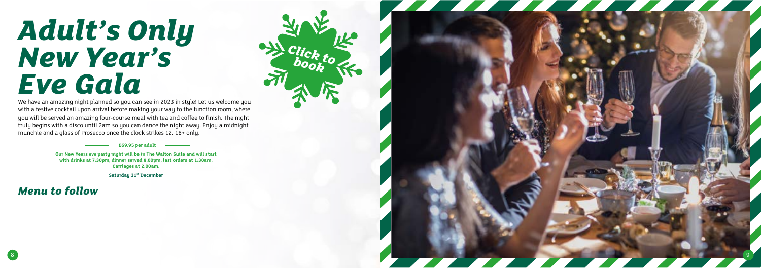# Adult's Only New Year's Eve Gala

Click to book

We have an amazing night planned so you can see in 2023 in style! Let us welcome you with a festive cocktail upon arrival before making your way to the function room, where you will be served an amazing four-course meal with tea and coffee to finish. The night truly begins with a disco until 2am so you can dance the night away. Enjoy a midnight munchie and a glass of Prosecco once the clock strikes 12. 18+ only.

**£69.95 per adult**

**Our New Years eve party night will be in The Walton Suite and will start with drinks at 7:30pm, dinner served 8:00pm, last orders at 1:30am. Carriages at 2:00am.**

**Saturday 31st December**

## *Menu to follow*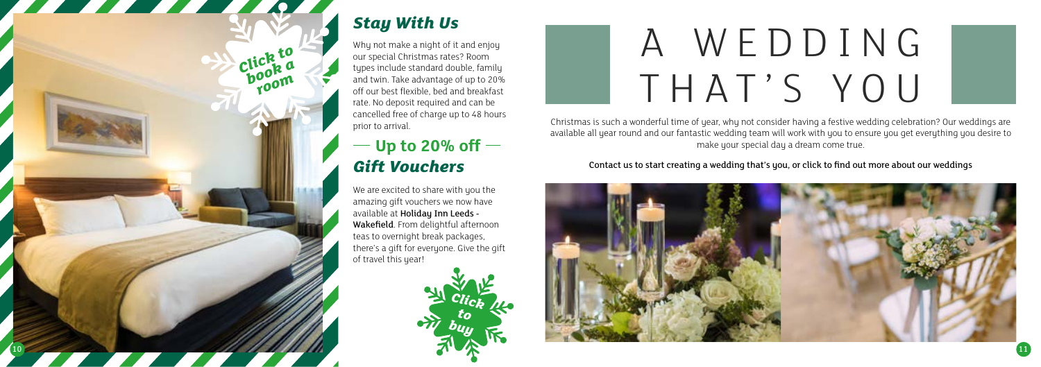Click to book a room

## *Stay With Us*

Why not make a night of it and enjoy our special Christmas rates? Room types include standard double, family and twin. Take advantage of up to 20% off our best flexible, bed and breakfast rate. No deposit required and can be cancelled free of charge up to 48 hours prior to arrival.

## — Up to 20% off —

## *Gift Vouchers*

We are excited to share with you the amazing gift vouchers we now have available at **Holiday Inn Leeds - Wakefield**. From delightful afternoon teas to overnight break packages, there's a gift for everyone. Give the gift of travel this year!

Click to buy

# A WEDDING THAT'S YOU

Christmas is such a wonderful time of year, why not consider having a festive wedding celebration? Our weddings are available all year round and our fantastic wedding team will work with you to ensure you get everything you desire to make your special day a dream come true.

Contact us to start creating a wedding that's you, or click to find out more about our weddings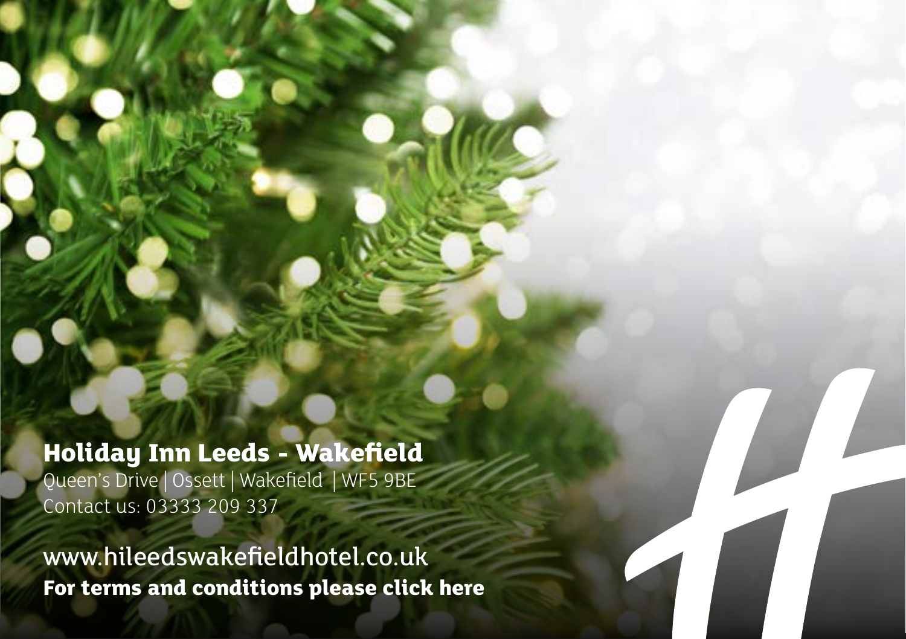**Holiday Inn Leeds - Wakefield**

Queen's Drive | Ossett | Wakefield | WF5 9BE

Contact us: 03333 209 337

www.hileedswakefieldhotel.co.uk

**For terms and conditions please click here**